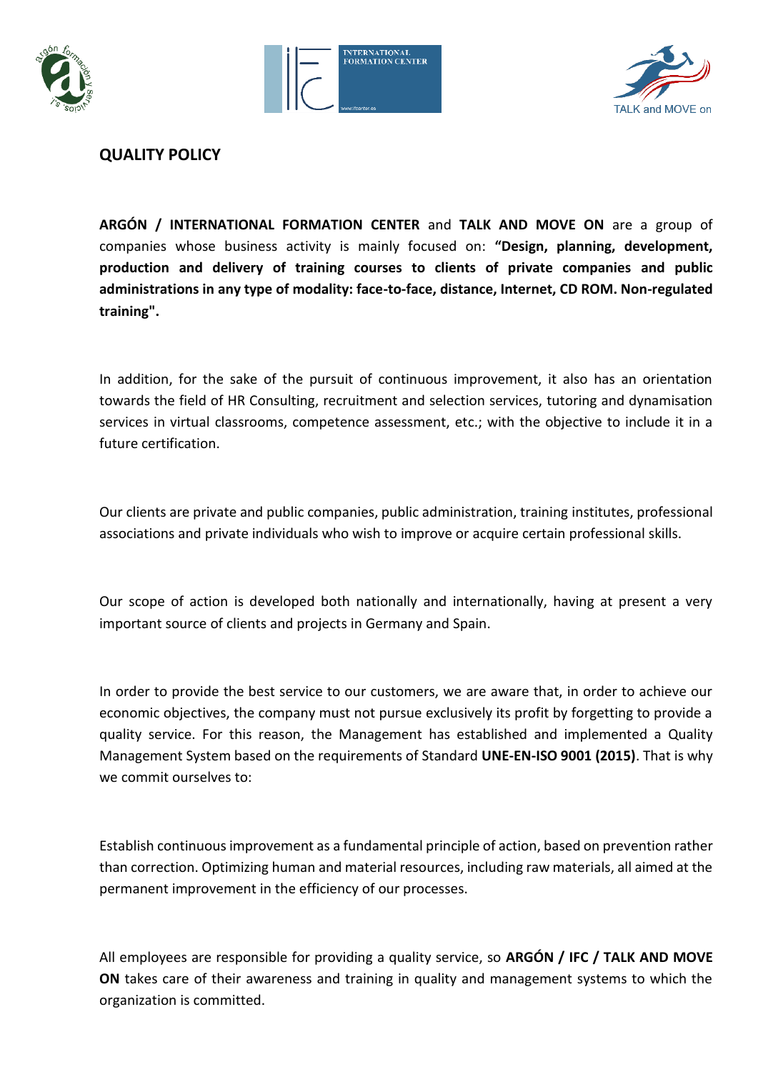# QUALITY POLICY

**ARGÓN / INTERNATIONAL FORMATION CENTER** and **TALK AND MOVE ON** are a group of companies whose business activity is mainly focused on: **"Design, planning, development, production and delivery of training courses to clients of private companies and public administrations in any type of modality: face-to-face, distance, Internet, CD ROM. Non-regulated training".**

In addition, for the sake of the pursuit of continuous improvement, it also has an orientation towards the field of HR Consulting, recruitment and selection services, tutoring and dynamisation services in virtual classrooms, competence assessment, etc.; with the objective to include it in a future certification.

Our clients are private and public companies, public administration, training institutes, professional associations and private individuals who wish to improve or acquire certain professional skills.

Our scope of action is developed both nationally and internationally, having at present a very important source of clients and projects in Germany and Spain.

In order to provide the best service to our customers, we are aware that, in order to achieve our economic objectives, the company must not pursue exclusively its profit by forgetting to provide a quality service. For this reason, the Management has established and implemented a Quality Management System based on the requirements of Standard **UNE-EN-ISO 9001 (2015)**. That is why we commit ourselves to:

Establish continuous improvement as a fundamental principle of action, based on prevention rather than correction. Optimizing human and material resources, including raw materials, all aimed at the permanent improvement in the efficiency of our processes.

All employees are responsible for providing a quality service, so **ARGÓN / IFC / TALK AND MOVE ON** takes care of their awareness and training in quality and management systems to which the organization is committed.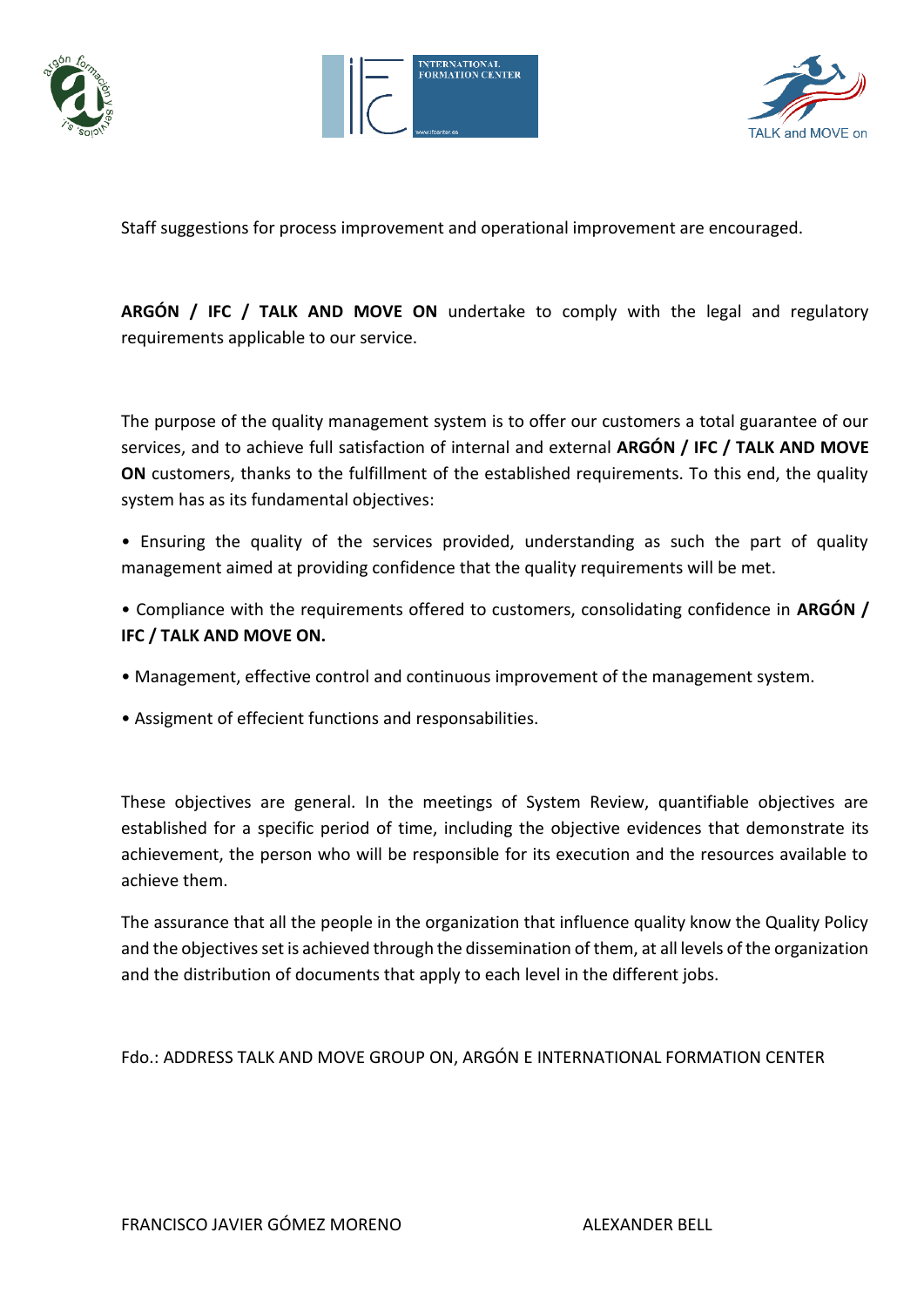Staff suggestions for process improvement and operational improvement are encouraged.

**ARGÓN / IFC / TALK AND MOVE ON** undertake to comply with the legal and regulatory requirements applicable to our service.

The purpose of the quality management system is to offer our customers a total guarantee of our services, and to achieve full satisfaction of internal and external **ARGÓN / IFC / TALK AND MOVE ON** customers, thanks to the fulfillment of the established requirements. To this end, the quality system has as its fundamental objectives:

• Ensuring the quality of the services provided, understanding as such the part of quality management aimed at providing confidence that the quality requirements will be met.

• Compliance with the requirements offered to customers, consolidating confidence in **ARGÓN / IFC / TALK AND MOVE ON.**

• Management, effective control and continuous improvement of the management system.

• Assigment of effecient functions and responsabilities.

These objectives are general. In the meetings of System Review, quantifiable objectives are established for a specific period of time, including the objective evidences that demonstrate its achievement, the person who will be responsible for its execution and the resources available to achieve them.

The assurance that all the people in the organization that influence quality know the Quality Policy and the objectives set is achieved through the dissemination of them, at all levels of the organization and the distribution of documents that apply to each level in the different jobs.

Fdo.: ADDRESS TALK AND MOVE GROUP ON, ARGÓN E INTERNATIONAL FORMATION CENTER

FRANCISCO JAVIER GÓMEZ MORENO

ALEXANDER BELL